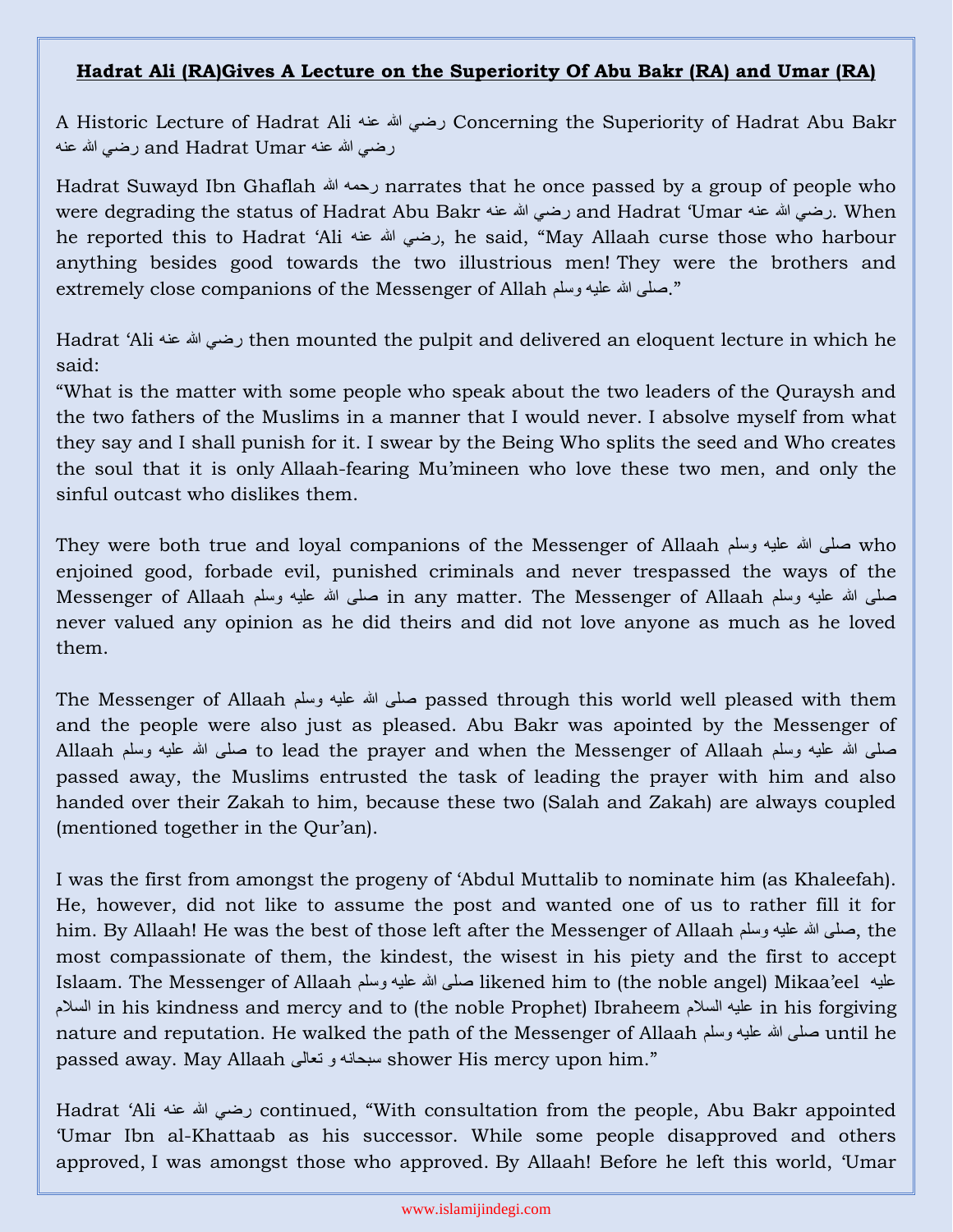# **Hadrat Ali (RA)Gives A Lecture on the Superiority Of Abu Bakr (RA) and Umar (RA)**

A Historic Lecture of Hadrat Ali رضي الله عنه Concerning the Superiority of Hadrat Abu Bakr رضي الله عنه and Hadrat Umar رضي الله عنه

Hadrat Suwayd Ibn Ghaflah رحمه الله narrates that he once passed by a group of people who were degrading the status of Hadrat Abu Bakr رضي الله عنه and Hadrat 'Umar رضي الله عنه. When he reported this to Hadrat 'Ali رضي الله عنه, he said, "May Allaah curse those who harbour anything besides good towards the two illustrious men! They were the brothers and extremely close companions of the Messenger of Allah صلى الله عليه وسلم."

Hadrat 'Ali رضي الله عنه then mounted the pulpit and delivered an eloquent lecture in which he said:

"What is the matter with some people who speak about the two leaders of the Quraysh and the two fathers of the Muslims in a manner that I would never. I absolve myself from what they say and I shall punish for it. I swear by the Being Who splits the seed and Who creates the soul that it is only Allaah-fearing Mu'mineen who love these two men, and only the sinful outcast who dislikes them.

They were both true and loyal companions of the Messenger of Allaah صلى الله عليه وسلم who enjoined good, forbade evil, punished criminals and never trespassed the ways of the Messenger of Allaah صلى الله عليه وسلم in any matter. The Messenger of Allaah صلى الله عليه وسلم never valued any opinion as he did theirs and did not love anyone as much as he loved them.

The Messenger of Allaah صلى الله عليه وسلم passed through this world well pleased with them and the people were also just as pleased. Abu Bakr was apointed by the Messenger of Allaah صلى الله عليه وسلم to lead the prayer and when the Messenger of Allaah صلى الله عليه وسلم passed away, the Muslims entrusted the task of leading the prayer with him and also handed over their Zakah to him, because these two (Salah and Zakah) are always coupled (mentioned together in the Qur'an).

I was the first from amongst the progeny of 'Abdul Muttalib to nominate him (as Khaleefah). He, however, did not like to assume the post and wanted one of us to rather fill it for him. By Allaah! He was the best of those left after the Messenger of Allaah صلى الله عليه وسلم, the most compassionate of them, the kindest, the wisest in his piety and the first to accept Islaam. The Messenger of Allaah صلى الله عليه وسلم likened him to (the noble angel) Mikaa'eel عليه السلام in his kindness and mercy and to (the noble Prophet) Ibraheem عليه السلام in his forgiving nature and reputation. He walked the path of the Messenger of Allaah صلى الله عليه وسلم until he passed away. May Allaah سبحانه و تعالى shower His mercy upon him."

Hadrat 'Ali رضي الله عنه continued, "With consultation from the people, Abu Bakr appointed 'Umar Ibn al-Khattaab as his successor. While some people disapproved and others approved, I was amongst those who approved. By Allaah! Before he left this world, 'Umar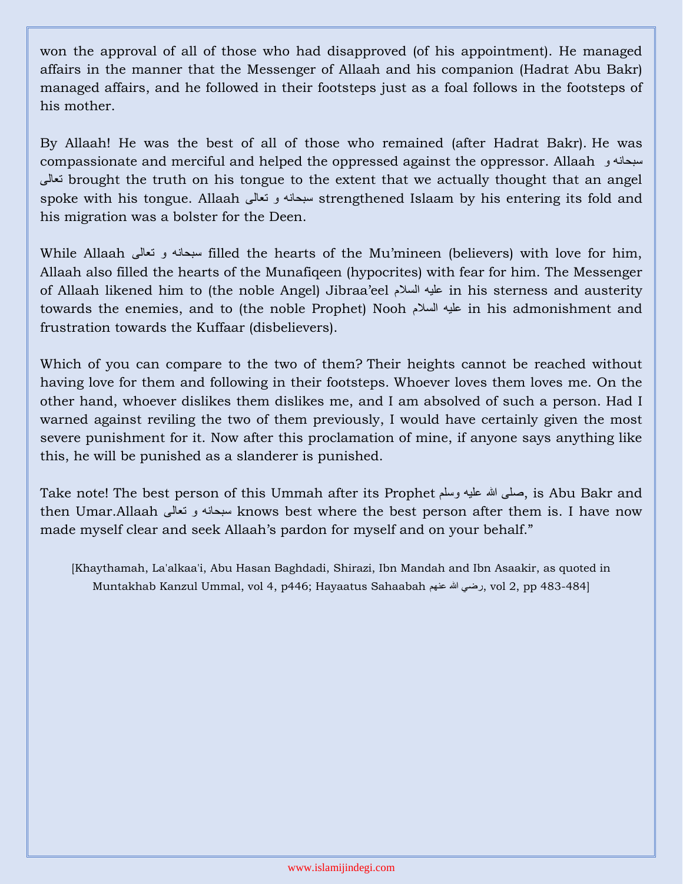won the approval of all of those who had disapproved (of his appointment). He managed affairs in the manner that the Messenger of Allaah and his companion (Hadrat Abu Bakr) managed affairs, and he followed in their footsteps just as a foal follows in the footsteps of his mother.

By Allaah! He was the best of all of those who remained (after Hadrat Bakr). He was compassionate and merciful and helped the oppressed against the oppressor. Allaah سبحانه و تعالى brought the truth on his tongue to the extent that we actually thought that an angel spoke with his tongue. Allaah سبحانه و تعالى strengthened Islaam by his entering its fold and his migration was a bolster for the Deen.

While Allaah سبحانه و تعالى filled the hearts of the Mu'mineen (believers) with love for him, Allaah also filled the hearts of the Munafiqeen (hypocrites) with fear for him. The Messenger of Allaah likened him to (the noble Angel) Jibraa'eel عليه السلام in his sternness and austerity towards the enemies, and to (the noble Prophet) Nooh عليه السلام in his admonishment and frustration towards the Kuffaar (disbelievers).

Which of you can compare to the two of them? Their heights cannot be reached without having love for them and following in their footsteps. Whoever loves them loves me. On the other hand, whoever dislikes them dislikes me, and I am absolved of such a person. Had I warned against reviling the two of them previously, I would have certainly given the most severe punishment for it. Now after this proclamation of mine, if anyone says anything like this, he will be punished as a slanderer is punished.

Take note! The best person of this Ummah after its Prophet صلى الله عليه وسلم, is Abu Bakr and then Umar.Allaah سبحانه و تعالى knows best where the best person after them is. I have now made myself clear and seek Allaah's pardon for myself and on your behalf."

[Khaythamah, La'alkaa'i, Abu Hasan Baghdadi, Shirazi, Ibn Mandah and Ibn Asaakir, as quoted in Muntakhab Kanzul Ummal, vol 4, p446; Hayaatus Sahaabah رضي الله عنهم, vol 2, pp 483-484]